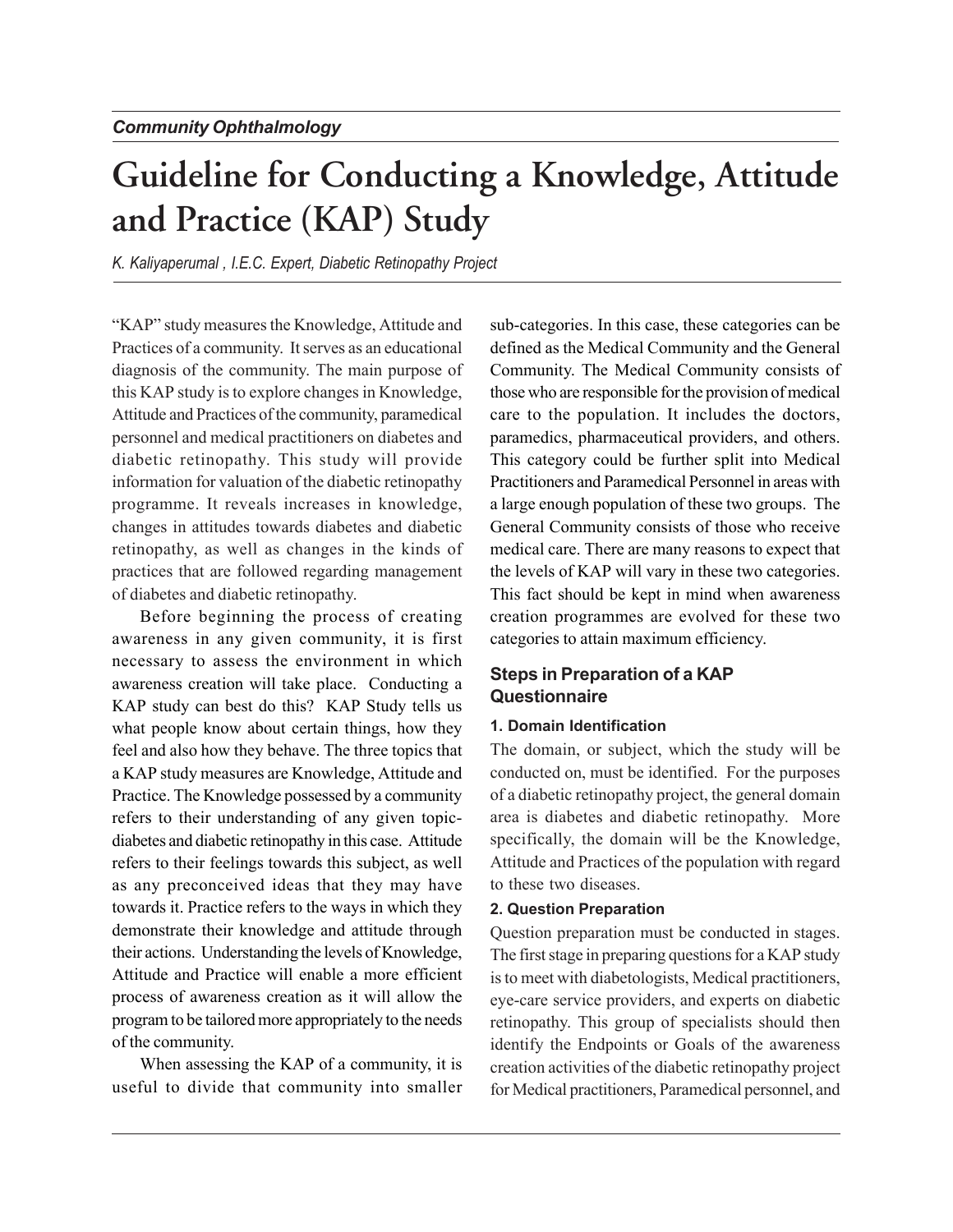*Community Ophthalmology*

# Guideline for Conducting a Knowledge, Attitude and Practice (KAP) Study

*K. Kaliyaperumal , I.E.C. Expert, Diabetic Retinopathy Project*

"KAP" study measures the Knowledge, Attitude and Practices of a community. It serves as an educational diagnosis of the community. The main purpose of this KAP study is to explore changes in Knowledge, Attitude and Practices of the community, paramedical personnel and medical practitioners on diabetes and diabetic retinopathy. This study will provide information for valuation of the diabetic retinopathy programme. It reveals increases in knowledge, changes in attitudes towards diabetes and diabetic retinopathy, as well as changes in the kinds of practices that are followed regarding management of diabetes and diabetic retinopathy.

Before beginning the process of creating awareness in any given community, it is first necessary to assess the environment in which awareness creation will take place. Conducting a KAP study can best do this? KAP Study tells us what people know about certain things, how they feel and also how they behave. The three topics that a KAP study measures are Knowledge, Attitude and Practice. The Knowledge possessed by a community refers to their understanding of any given topic- diabetes and diabetic retinopathy in this case. Attitude refers to their feelings towards this subject, as well as any preconceived ideas that they may have towards it. Practice refers to the ways in which they demonstrate their knowledge and attitude through their actions. Understanding the levels of Knowledge, Attitude and Practice will enable a more efficient process of awareness creation as it will allow the program to be tailored more appropriately to the needs of the community.

When assessing the KAP of a community, it is useful to divide that community into smaller sub-categories. In this case, these categories can be defined as the Medical Community and the General Community. The Medical Community consists of those who are responsible for the provision of medical care to the population. It includes the doctors, paramedics, pharmaceutical providers, and others. This category could be further split into Medical Practitioners and Paramedical Personnel in areas with a large enough population of these two groups. The General Community consists of those who receive medical care. There are many reasons to expect that the levels of KAP will vary in these two categories. This fact should be kept in mind when awareness creation programmes are evolved for these two categories to attain maximum efficiency.

## Steps in Preparation of a KAP Questionnaire

### 1. Domain Identification

The domain, or subject, which the study will be conducted on, must be identified. For the purposes of a diabetic retinopathy project, the general domain area is diabetes and diabetic retinopathy. More specifically, the domain will be the Knowledge, Attitude and Practices of the population with regard to these two diseases.

### 2. Question Preparation

Question preparation must be conducted in stages. The first stage in preparing questions for a KAP study is to meet with diabetologists, Medical practitioners, eye-care service providers, and experts on diabetic retinopathy. This group of specialists should then identify the Endpoints or Goals of the awareness creation activities of the diabetic retinopathy project for Medical practitioners, Paramedical personnel, and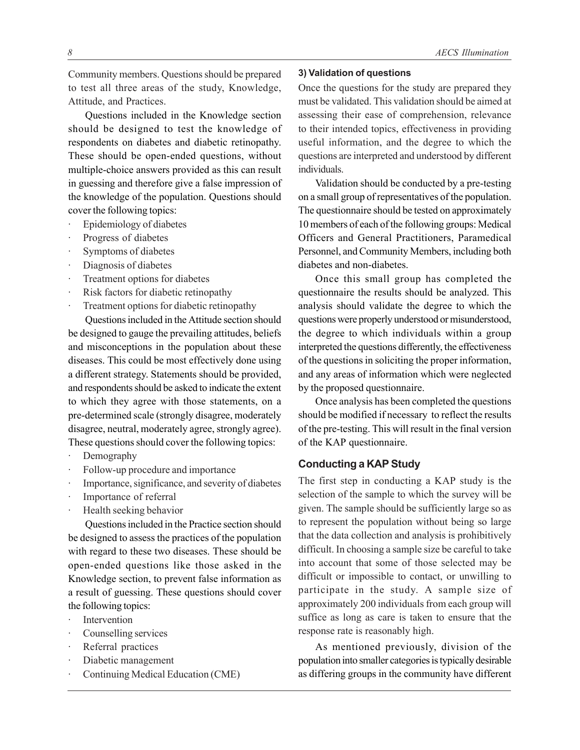Community members. Questions should be prepared to test all three areas of the study, Knowledge, Attitude, and Practices.

Questions included in the Knowledge section should be designed to test the knowledge of respondents on diabetes and diabetic retinopathy. These should be open-ended questions, without multiple-choice answers provided as this can result in guessing and therefore give a false impression of the knowledge of the population. Questions should cover the following topics:

- Epidemiology of diabetes
- Progress of diabetes
- Symptoms of diabetes
- Diagnosis of diabetes
- Treatment options for diabetes
- Risk factors for diabetic retinopathy
- Treatment options for diabetic retinopathy

Questions included in the Attitude section should be designed to gauge the prevailing attitudes, beliefs and misconceptions in the population about these diseases. This could be most effectively done using a different strategy. Statements should be provided, and respondents should be asked to indicate the extent to which they agree with those statements, on a pre-determined scale (strongly disagree, moderately disagree, neutral, moderately agree, strongly agree). These questions should cover the following topics:

- Demography
- Follow-up procedure and importance
- Importance, significance, and severity of diabetes
- Importance of referral
- Health seeking behavior

Questions included in the Practice section should be designed to assess the practices of the population with regard to these two diseases. These should be open-ended questions like those asked in the Knowledge section, to prevent false information as a result of guessing. These questions should cover the following topics:

- Intervention
- Counselling services
- Referral practices
- Diabetic management
- Continuing Medical Education (CME)

#### 3) Validation of questions

Once the questions for the study are prepared they must be validated. This validation should be aimed at assessing their ease of comprehension, relevance to their intended topics, effectiveness in providing useful information, and the degree to which the questions are interpreted and understood by different individuals.

Validation should be conducted by a pre-testing on a small group of representatives of the population. The questionnaire should be tested on approximately 10 members of each of the following groups: Medical Officers and General Practitioners, Paramedical Personnel, and Community Members, including both diabetes and non-diabetes.

Once this small group has completed the questionnaire the results should be analyzed. This analysis should validate the degree to which the questions were properly understood or misunderstood, the degree to which individuals within a group interpreted the questions differently, the effectiveness of the questions in soliciting the proper information, and any areas of information which were neglected by the proposed questionnaire.

Once analysis has been completed the questions should be modified if necessary to reflect the results of the pre-testing. This will result in the final version of the KAP questionnaire.

### Conducting a KAP Study

The first step in conducting a KAP study is the selection of the sample to which the survey will be given. The sample should be sufficiently large so as to represent the population without being so large that the data collection and analysis is prohibitively difficult. In choosing a sample size be careful to take into account that some of those selected may be difficult or impossible to contact, or unwilling to participate in the study. A sample size of approximately 200 individuals from each group will suffice as long as care is taken to ensure that the response rate is reasonably high.

As mentioned previously, division of the population into smaller categories is typically desirable as differing groups in the community have different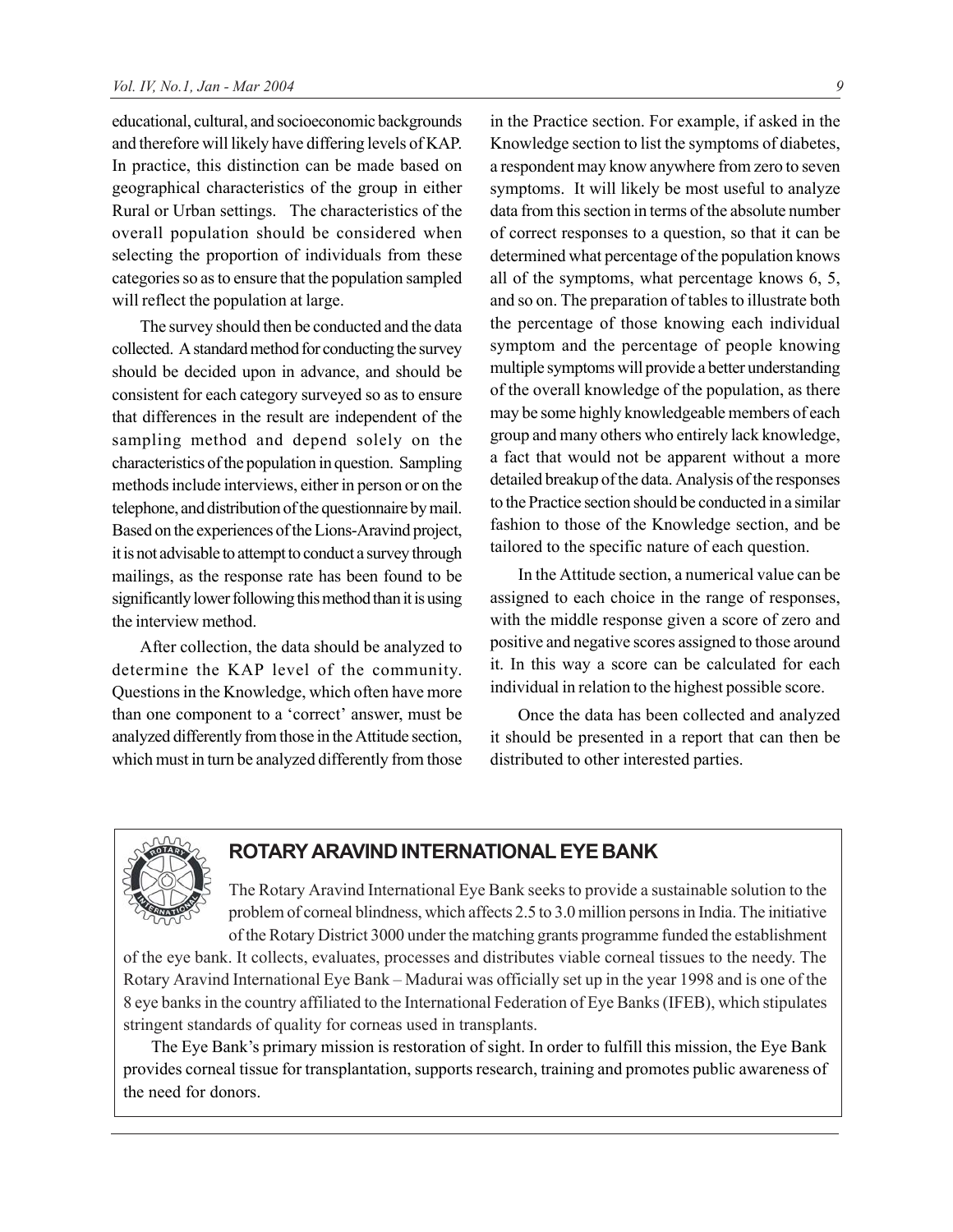educational, cultural, and socioeconomic backgrounds and therefore will likely have differing levels of KAP. In practice, this distinction can be made based on geographical characteristics of the group in either Rural or Urban settings. The characteristics of the overall population should be considered when selecting the proportion of individuals from these categories so as to ensure that the population sampled will reflect the population at large.

The survey should then be conducted and the data collected. A standard method for conducting the survey should be decided upon in advance, and should be consistent for each category surveyed so as to ensure that differences in the result are independent of the sampling method and depend solely on the characteristics of the population in question. Sampling methods include interviews, either in person or on the telephone, and distribution of the questionnaire by mail. Based on the experiences of the Lions-Aravind project, it is not advisable to attempt to conduct a survey through mailings, as the response rate has been found to be significantly lower following this method than it is using the interview method.

After collection, the data should be analyzed to determine the KAP level of the community. Questions in the Knowledge, which often have more than one component to a 'correct' answer, must be analyzed differently from those in the Attitude section, which must in turn be analyzed differently from those in the Practice section. For example, if asked in the Knowledge section to list the symptoms of diabetes, a respondent may know anywhere from zero to seven symptoms. It will likely be most useful to analyze data from this section in terms of the absolute number of correct responses to a question, so that it can be determined what percentage of the population knows all of the symptoms, what percentage knows 6, 5, and so on. The preparation of tables to illustrate both the percentage of those knowing each individual symptom and the percentage of people knowing multiple symptoms will provide a better understanding of the overall knowledge of the population, as there may be some highly knowledgeable members of each group and many others who entirely lack knowledge, a fact that would not be apparent without a more detailed breakup of the data. Analysis of the responses to the Practice section should be conducted in a similar fashion to those of the Knowledge section, and be tailored to the specific nature of each question.

In the Attitude section, a numerical value can be assigned to each choice in the range of responses, with the middle response given a score of zero and positive and negative scores assigned to those around it. In this way a score can be calculated for each individual in relation to the highest possible score.

Once the data has been collected and analyzed it should be presented in a report that can then be distributed to other interested parties.

## ROTARY ARAVIND INTERNATIONAL EYE BANK

The Rotary Aravind International Eye Bank seeks to provide a sustainable solution to the problem of corneal blindness, which affects 2.5 to 3.0 million persons in India. The initiative of the Rotary District 3000 under the matching grants programme funded the establishment of the eye bank. It collects, evaluates, processes and distributes viable corneal tissues to the needy. The Rotary Aravind International Eye Bank – Madurai was officially set up in the year 1998 and is one of the 8 eye banks in the country affiliated to the International Federation of Eye Banks (IFEB), which stipulates stringent standards of quality for corneas used in transplants.

The Eye Bank's primary mission is restoration of sight. In order to fulfill this mission, the Eye Bank provides corneal tissue for transplantation, supports research, training and promotes public awareness of the need for donors.